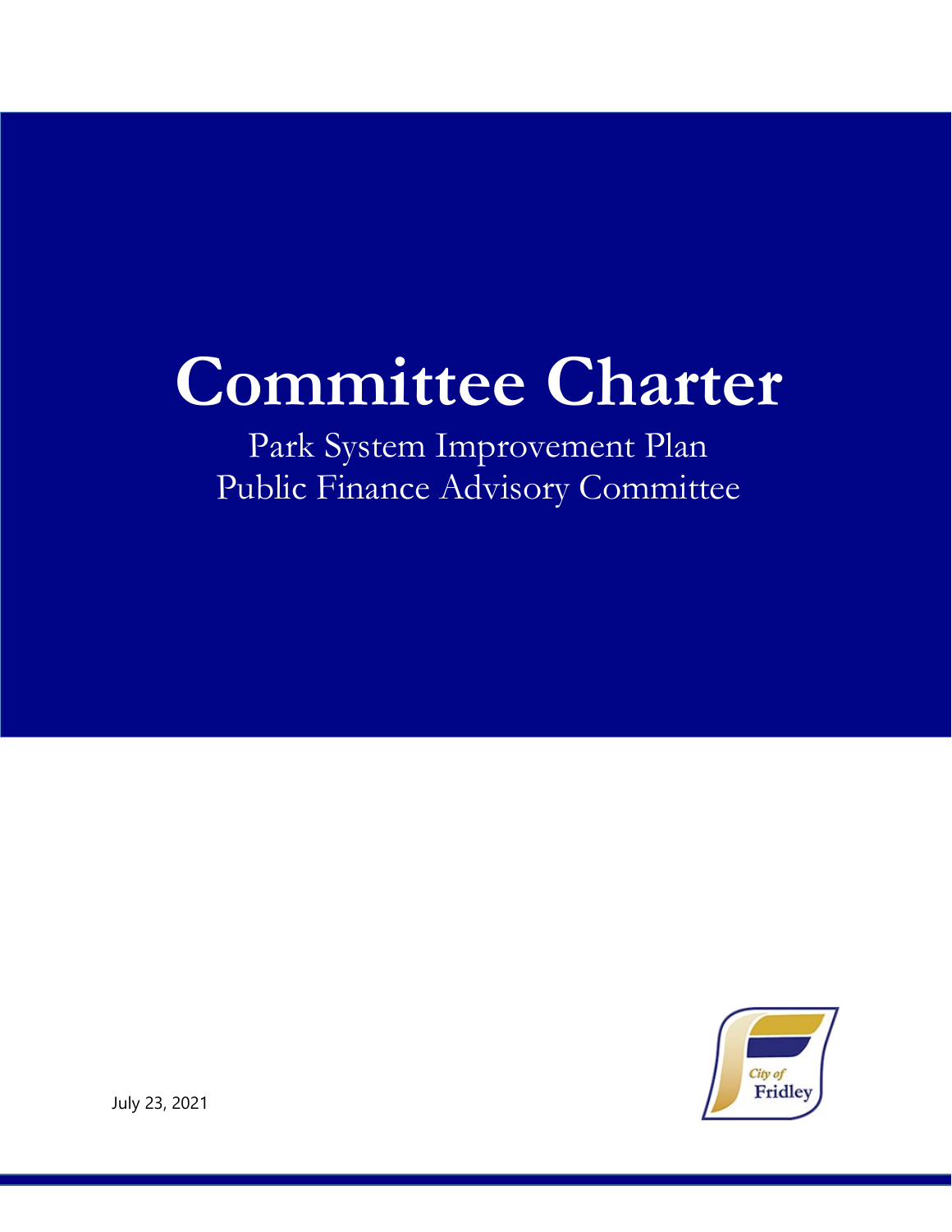# Committee Charter

Park System Improvement Plan
Public Finance Advisory Committee

July 23, 2021

City of Fridley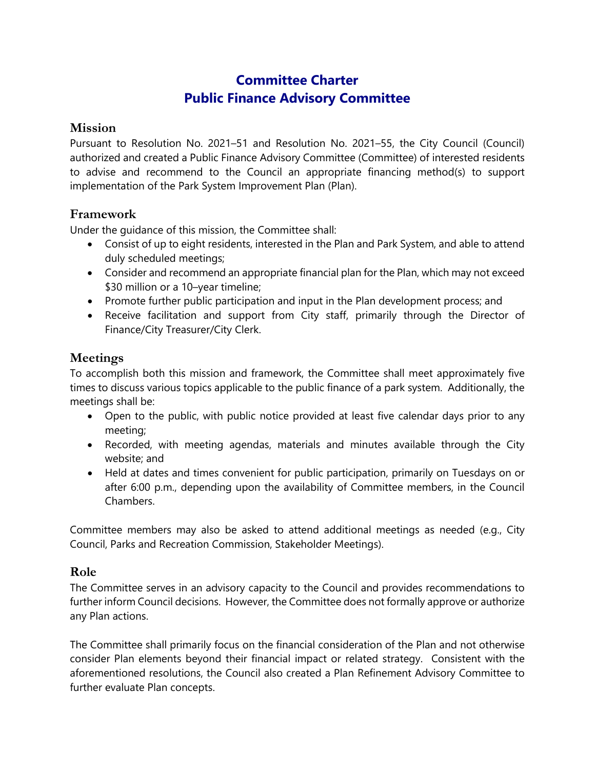# Committee Charter
# Public Finance Advisory Committee

## Mission

Pursuant to Resolution No. 2021–51 and Resolution No. 2021–55, the City Council (Council) authorized and created a Public Finance Advisory Committee (Committee) of interested residents to advise and recommend to the Council an appropriate financing method(s) to support implementation of the Park System Improvement Plan (Plan).

## Framework

Under the guidance of this mission, the Committee shall:

- Consist of up to eight residents, interested in the Plan and Park System, and able to attend duly scheduled meetings;
- Consider and recommend an appropriate financial plan for the Plan, which may not exceed $30 million or a 10–year timeline;
- Promote further public participation and input in the Plan development process; and
- Receive facilitation and support from City staff, primarily through the Director of Finance/City Treasurer/City Clerk.

## Meetings

To accomplish both this mission and framework, the Committee shall meet approximately five times to discuss various topics applicable to the public finance of a park system. Additionally, the meetings shall be:

- Open to the public, with public notice provided at least five calendar days prior to any meeting;
- Recorded, with meeting agendas, materials and minutes available through the City website; and
- Held at dates and times convenient for public participation, primarily on Tuesdays on or after 6:00 p.m., depending upon the availability of Committee members, in the Council Chambers.

Committee members may also be asked to attend additional meetings as needed (e.g., City Council, Parks and Recreation Commission, Stakeholder Meetings).

## Role

The Committee serves in an advisory capacity to the Council and provides recommendations to further inform Council decisions. However, the Committee does not formally approve or authorize any Plan actions.

The Committee shall primarily focus on the financial consideration of the Plan and not otherwise consider Plan elements beyond their financial impact or related strategy. Consistent with the aforementioned resolutions, the Council also created a Plan Refinement Advisory Committee to further evaluate Plan concepts.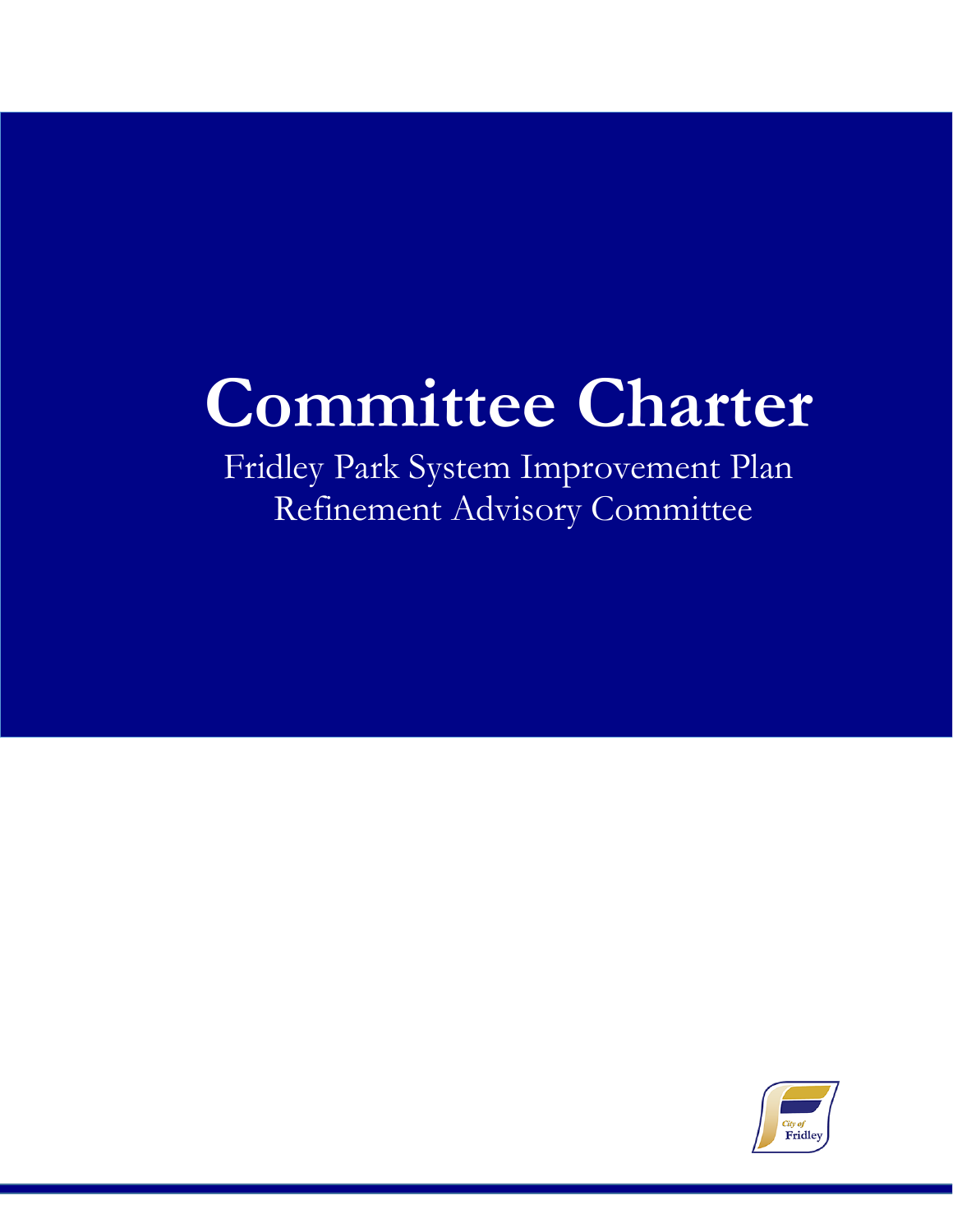# Committee Charter

Fridley Park System Improvement Plan
Refinement Advisory Committee

City of Fridley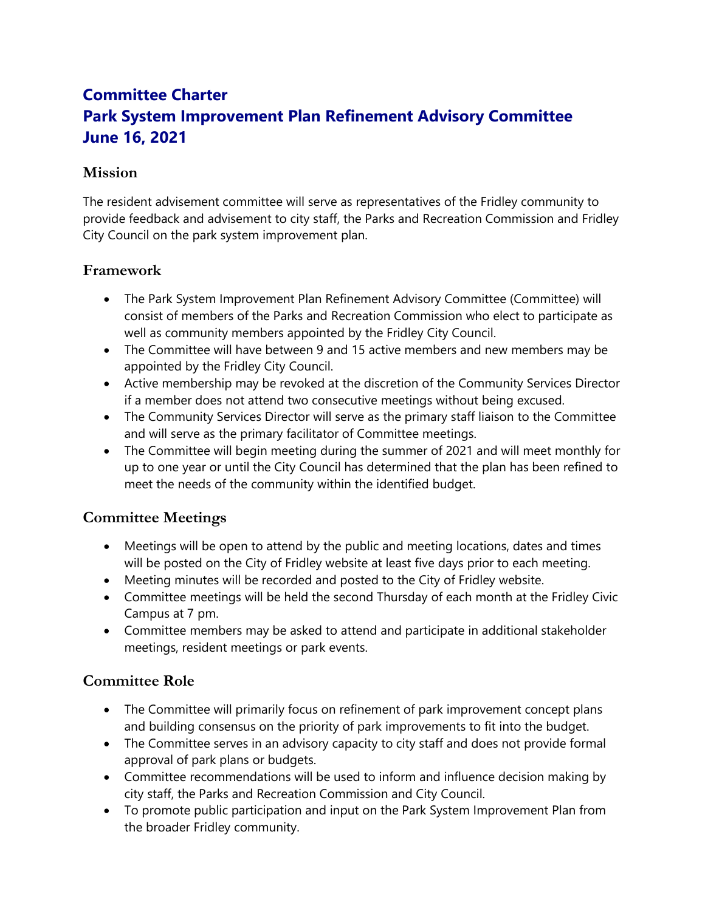# Committee Charter
# Park System Improvement Plan Refinement Advisory Committee
# June 16, 2021

## Mission

The resident advisement committee will serve as representatives of the Fridley community to provide feedback and advisement to city staff, the Parks and Recreation Commission and Fridley City Council on the park system improvement plan.

## Framework

- The Park System Improvement Plan Refinement Advisory Committee (Committee) will consist of members of the Parks and Recreation Commission who elect to participate as well as community members appointed by the Fridley City Council.
- The Committee will have between 9 and 15 active members and new members may be appointed by the Fridley City Council.
- Active membership may be revoked at the discretion of the Community Services Director if a member does not attend two consecutive meetings without being excused.
- The Community Services Director will serve as the primary staff liaison to the Committee and will serve as the primary facilitator of Committee meetings.
- The Committee will begin meeting during the summer of 2021 and will meet monthly for up to one year or until the City Council has determined that the plan has been refined to meet the needs of the community within the identified budget.

## Committee Meetings

- Meetings will be open to attend by the public and meeting locations, dates and times will be posted on the City of Fridley website at least five days prior to each meeting.
- Meeting minutes will be recorded and posted to the City of Fridley website.
- Committee meetings will be held the second Thursday of each month at the Fridley Civic Campus at 7 pm.
- Committee members may be asked to attend and participate in additional stakeholder meetings, resident meetings or park events.

## Committee Role

- The Committee will primarily focus on refinement of park improvement concept plans and building consensus on the priority of park improvements to fit into the budget.
- The Committee serves in an advisory capacity to city staff and does not provide formal approval of park plans or budgets.
- Committee recommendations will be used to inform and influence decision making by city staff, the Parks and Recreation Commission and City Council.
- To promote public participation and input on the Park System Improvement Plan from the broader Fridley community.